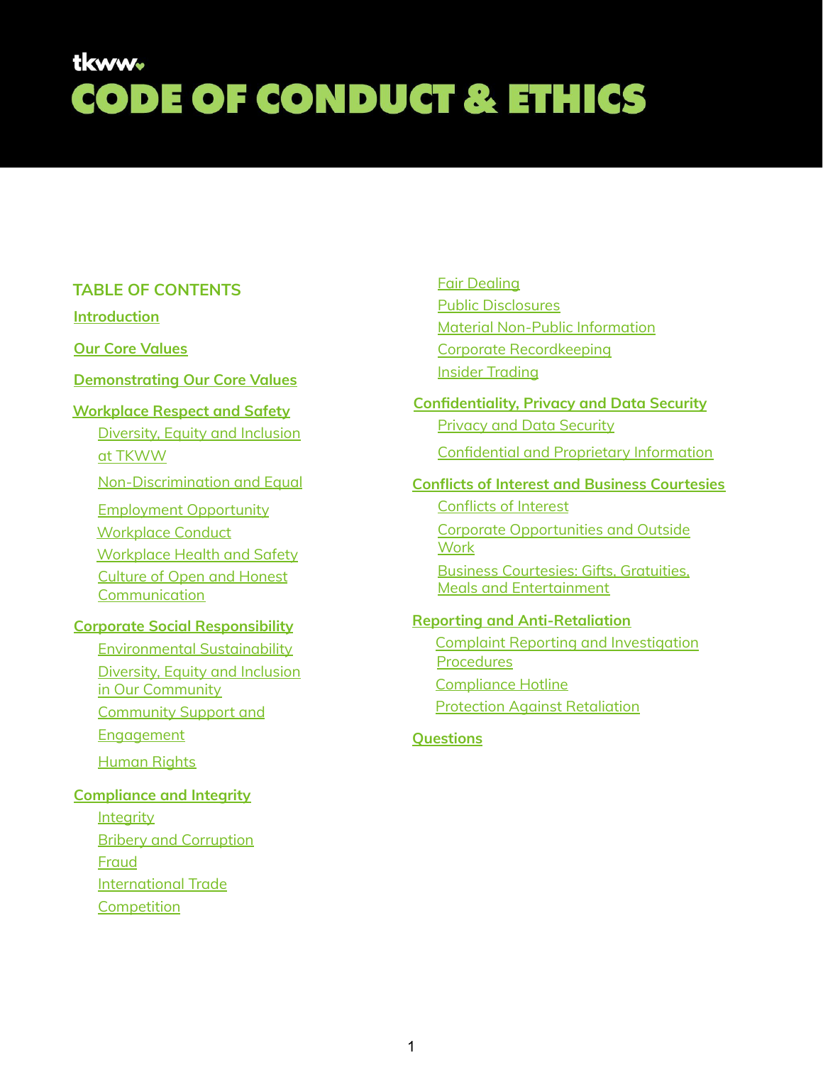tkww

# CODE OF CONDUCT & ETHICS

## TABLE OF CONTENTS

**Introduction**

**Our Core Values**

**Demonstrating Our Core Values**

**Workplace Respect and Safety**
- Diversity, Equity and Inclusion at TKWW
- Non-Discrimination and Equal Employment Opportunity
- Workplace Conduct
- Workplace Health and Safety
- Culture of Open and Honest Communication

**Corporate Social Responsibility**
- Environmental Sustainability
- Diversity, Equity and Inclusion in Our Community
- Community Support and Engagement
- Human Rights

**Compliance and Integrity**
- Integrity
- Bribery and Corruption
- Fraud
- International Trade
- Competition
- Fair Dealing
- Public Disclosures
- Material Non-Public Information
- Corporate Recordkeeping
- Insider Trading

**Confidentiality, Privacy and Data Security**
- Privacy and Data Security
- Confidential and Proprietary Information

**Conflicts of Interest and Business Courtesies**
- Conflicts of Interest
- Corporate Opportunities and Outside Work
- Business Courtesies: Gifts, Gratuities, Meals and Entertainment

**Reporting and Anti-Retaliation**
- Complaint Reporting and Investigation Procedures
- Compliance Hotline
- Protection Against Retaliation

**Questions**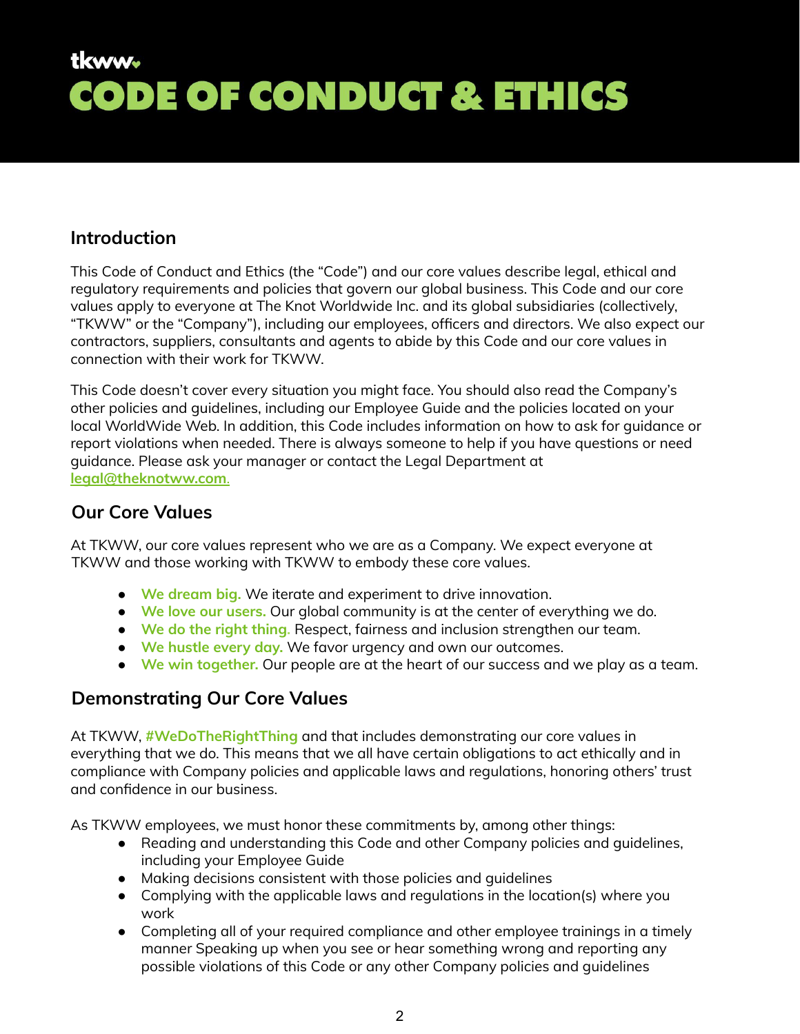tkww

# CODE OF CONDUCT & ETHICS

## Introduction

This Code of Conduct and Ethics (the "Code") and our core values describe legal, ethical and regulatory requirements and policies that govern our global business. This Code and our core values apply to everyone at The Knot Worldwide Inc. and its global subsidiaries (collectively, "TKWW" or the "Company"), including our employees, officers and directors. We also expect our contractors, suppliers, consultants and agents to abide by this Code and our core values in connection with their work for TKWW.

This Code doesn't cover every situation you might face. You should also read the Company's other policies and guidelines, including our Employee Guide and the policies located on your local WorldWide Web. In addition, this Code includes information on how to ask for guidance or report violations when needed. There is always someone to help if you have questions or need guidance. Please ask your manager or contact the Legal Department at legal@theknotww.com.

## Our Core Values

At TKWW, our core values represent who we are as a Company. We expect everyone at TKWW and those working with TKWW to embody these core values.

- **We dream big.** We iterate and experiment to drive innovation.
- **We love our users.** Our global community is at the center of everything we do.
- **We do the right thing.** Respect, fairness and inclusion strengthen our team.
- **We hustle every day.** We favor urgency and own our outcomes.
- **We win together.** Our people are at the heart of our success and we play as a team.

## Demonstrating Our Core Values

At TKWW, **#WeDoTheRightThing** and that includes demonstrating our core values in everything that we do. This means that we all have certain obligations to act ethically and in compliance with Company policies and applicable laws and regulations, honoring others' trust and confidence in our business.

As TKWW employees, we must honor these commitments by, among other things:

- Reading and understanding this Code and other Company policies and guidelines, including your Employee Guide
- Making decisions consistent with those policies and guidelines
- Complying with the applicable laws and regulations in the location(s) where you work
- Completing all of your required compliance and other employee trainings in a timely manner Speaking up when you see or hear something wrong and reporting any possible violations of this Code or any other Company policies and guidelines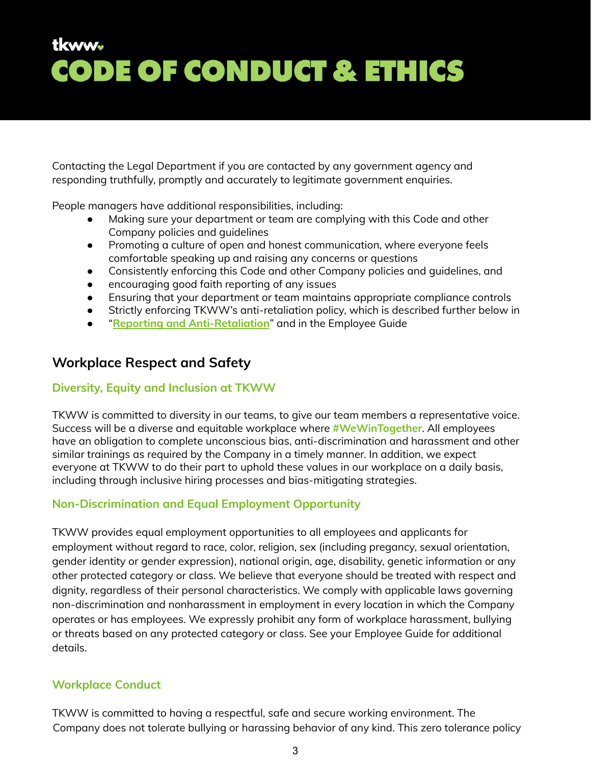# tkww CODE OF CONDUCT & ETHICS

Contacting the Legal Department if you are contacted by any government agency and responding truthfully, promptly and accurately to legitimate government enquiries.

People managers have additional responsibilities, including:

- Making sure your department or team are complying with this Code and other Company policies and guidelines
- Promoting a culture of open and honest communication, where everyone feels comfortable speaking up and raising any concerns or questions
- Consistently enforcing this Code and other Company policies and guidelines, and
- encouraging good faith reporting of any issues
- Ensuring that your department or team maintains appropriate compliance controls
- Strictly enforcing TKWW's anti-retaliation policy, which is described further below in
- "**Reporting and Anti-Retaliation**" and in the Employee Guide

## Workplace Respect and Safety

### Diversity, Equity and Inclusion at TKWW

TKWW is committed to diversity in our teams, to give our team members a representative voice. Success will be a diverse and equitable workplace where **#WeWinTogether**. All employees have an obligation to complete unconscious bias, anti-discrimination and harassment and other similar trainings as required by the Company in a timely manner. In addition, we expect everyone at TKWW to do their part to uphold these values in our workplace on a daily basis, including through inclusive hiring processes and bias-mitigating strategies.

### Non-Discrimination and Equal Employment Opportunity

TKWW provides equal employment opportunities to all employees and applicants for employment without regard to race, color, religion, sex (including pregancy, sexual orientation, gender identity or gender expression), national origin, age, disability, genetic information or any other protected category or class. We believe that everyone should be treated with respect and dignity, regardless of their personal characteristics. We comply with applicable laws governing non-discrimination and nonharassment in employment in every location in which the Company operates or has employees. We expressly prohibit any form of workplace harassment, bullying or threats based on any protected category or class. See your Employee Guide for additional details.

### Workplace Conduct

TKWW is committed to having a respectful, safe and secure working environment. The Company does not tolerate bullying or harassing behavior of any kind. This zero tolerance policy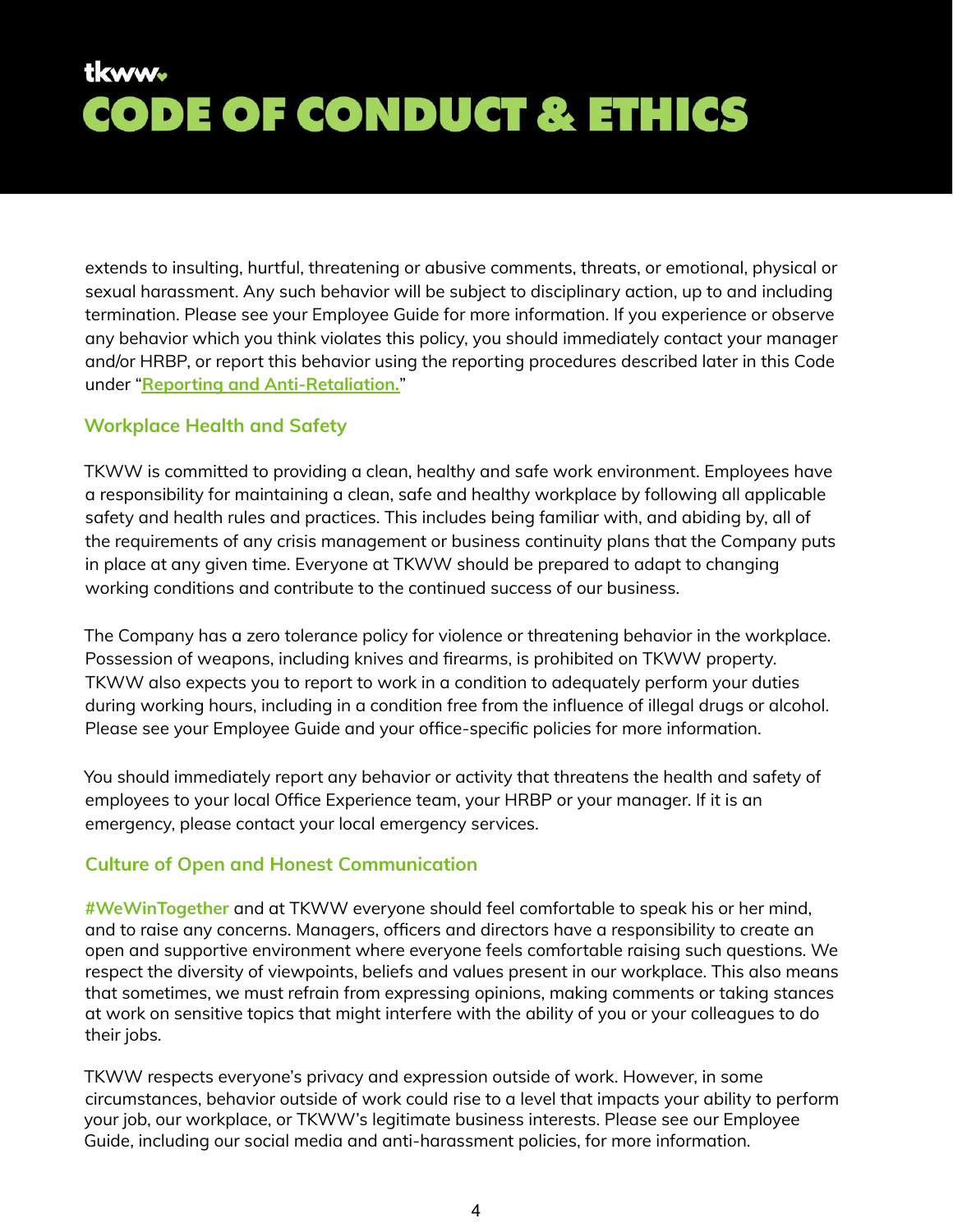extends to insulting, hurtful, threatening or abusive comments, threats, or emotional, physical or sexual harassment. Any such behavior will be subject to disciplinary action, up to and including termination. Please see your Employee Guide for more information. If you experience or observe any behavior which you think violates this policy, you should immediately contact your manager and/or HRBP, or report this behavior using the reporting procedures described later in this Code under "**Reporting and Anti-Retaliation.**"

### Workplace Health and Safety

TKWW is committed to providing a clean, healthy and safe work environment. Employees have a responsibility for maintaining a clean, safe and healthy workplace by following all applicable safety and health rules and practices. This includes being familiar with, and abiding by, all of the requirements of any crisis management or business continuity plans that the Company puts in place at any given time. Everyone at TKWW should be prepared to adapt to changing working conditions and contribute to the continued success of our business.

The Company has a zero tolerance policy for violence or threatening behavior in the workplace. Possession of weapons, including knives and firearms, is prohibited on TKWW property. TKWW also expects you to report to work in a condition to adequately perform your duties during working hours, including in a condition free from the influence of illegal drugs or alcohol. Please see your Employee Guide and your office-specific policies for more information.

You should immediately report any behavior or activity that threatens the health and safety of employees to your local Office Experience team, your HRBP or your manager. If it is an emergency, please contact your local emergency services.

### Culture of Open and Honest Communication

**#WeWinTogether** and at TKWW everyone should feel comfortable to speak his or her mind, and to raise any concerns. Managers, officers and directors have a responsibility to create an open and supportive environment where everyone feels comfortable raising such questions. We respect the diversity of viewpoints, beliefs and values present in our workplace. This also means that sometimes, we must refrain from expressing opinions, making comments or taking stances at work on sensitive topics that might interfere with the ability of you or your colleagues to do their jobs.

TKWW respects everyone's privacy and expression outside of work. However, in some circumstances, behavior outside of work could rise to a level that impacts your ability to perform your job, our workplace, or TKWW's legitimate business interests. Please see our Employee Guide, including our social media and anti-harassment policies, for more information.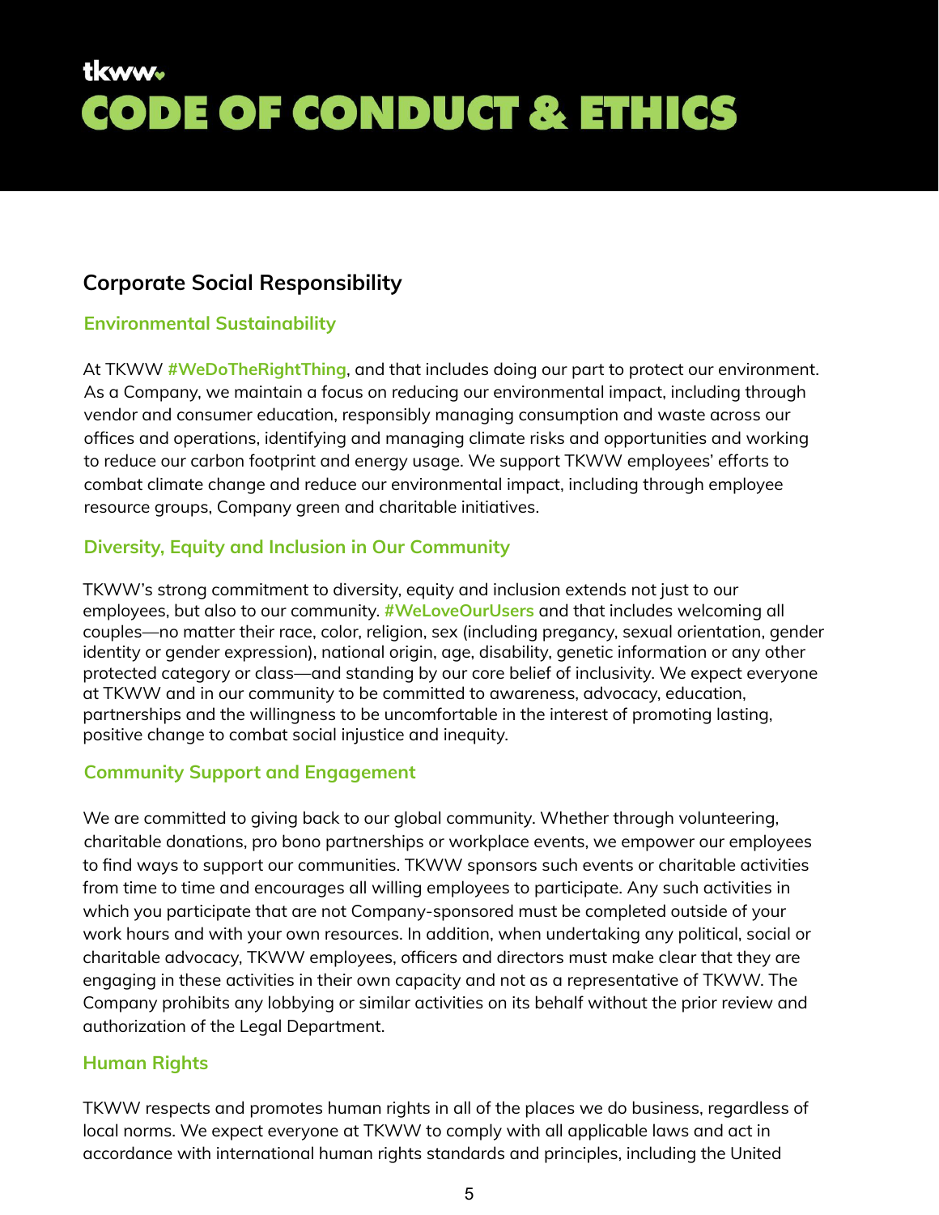# CODE OF CONDUCT & ETHICS

## Corporate Social Responsibility

### Environmental Sustainability

At TKWW **#WeDoTheRightThing**, and that includes doing our part to protect our environment. As a Company, we maintain a focus on reducing our environmental impact, including through vendor and consumer education, responsibly managing consumption and waste across our offices and operations, identifying and managing climate risks and opportunities and working to reduce our carbon footprint and energy usage. We support TKWW employees' efforts to combat climate change and reduce our environmental impact, including through employee resource groups, Company green and charitable initiatives.

### Diversity, Equity and Inclusion in Our Community

TKWW's strong commitment to diversity, equity and inclusion extends not just to our employees, but also to our community. **#WeLoveOurUsers** and that includes welcoming all couples—no matter their race, color, religion, sex (including pregancy, sexual orientation, gender identity or gender expression), national origin, age, disability, genetic information or any other protected category or class—and standing by our core belief of inclusivity. We expect everyone at TKWW and in our community to be committed to awareness, advocacy, education, partnerships and the willingness to be uncomfortable in the interest of promoting lasting, positive change to combat social injustice and inequity.

### Community Support and Engagement

We are committed to giving back to our global community. Whether through volunteering, charitable donations, pro bono partnerships or workplace events, we empower our employees to find ways to support our communities. TKWW sponsors such events or charitable activities from time to time and encourages all willing employees to participate. Any such activities in which you participate that are not Company-sponsored must be completed outside of your work hours and with your own resources. In addition, when undertaking any political, social or charitable advocacy, TKWW employees, officers and directors must make clear that they are engaging in these activities in their own capacity and not as a representative of TKWW. The Company prohibits any lobbying or similar activities on its behalf without the prior review and authorization of the Legal Department.

### Human Rights

TKWW respects and promotes human rights in all of the places we do business, regardless of local norms. We expect everyone at TKWW to comply with all applicable laws and act in accordance with international human rights standards and principles, including the United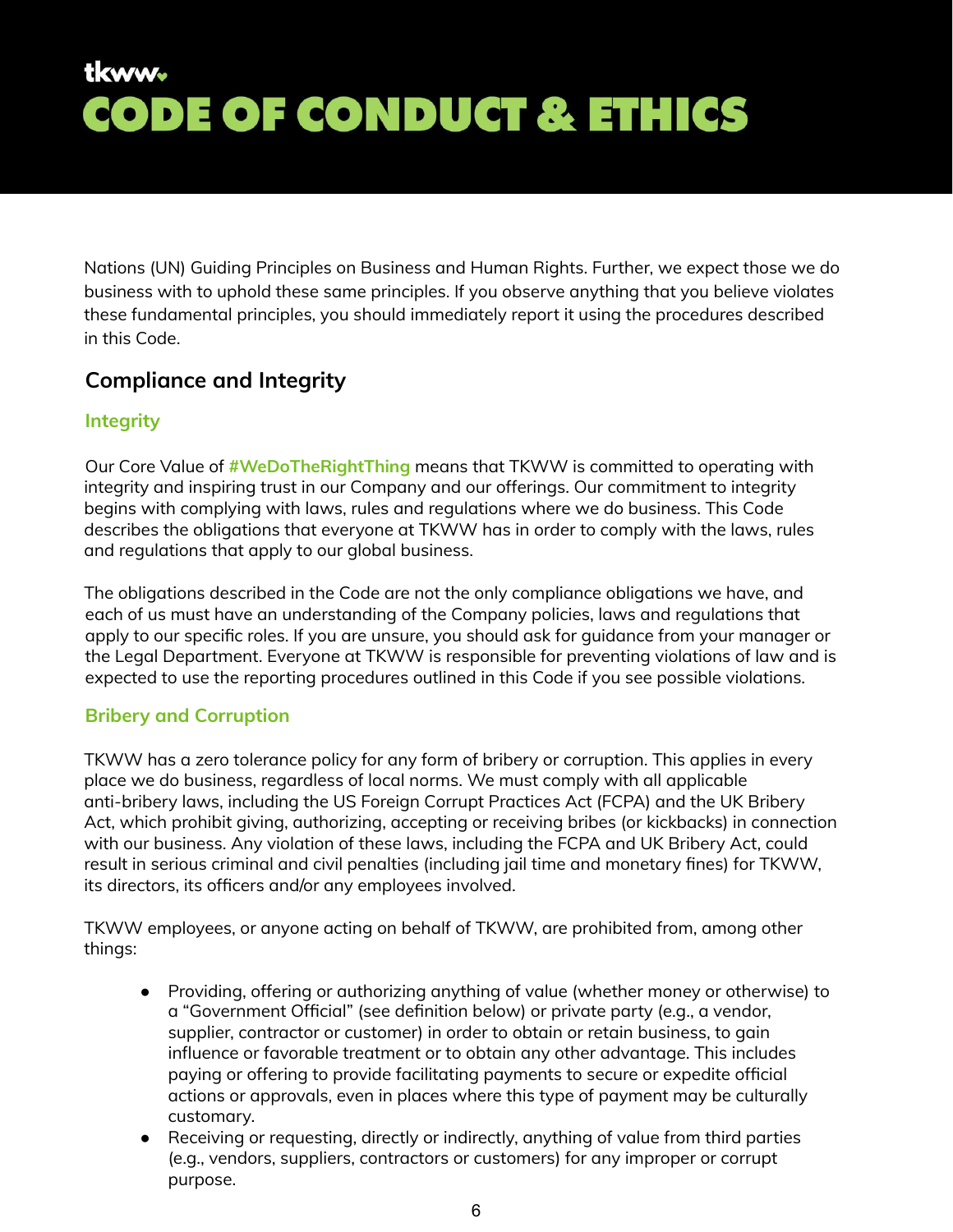Nations (UN) Guiding Principles on Business and Human Rights. Further, we expect those we do business with to uphold these same principles. If you observe anything that you believe violates these fundamental principles, you should immediately report it using the procedures described in this Code.

## Compliance and Integrity

### Integrity

Our Core Value of **#WeDoTheRightThing** means that TKWW is committed to operating with integrity and inspiring trust in our Company and our offerings. Our commitment to integrity begins with complying with laws, rules and regulations where we do business. This Code describes the obligations that everyone at TKWW has in order to comply with the laws, rules and regulations that apply to our global business.

The obligations described in the Code are not the only compliance obligations we have, and each of us must have an understanding of the Company policies, laws and regulations that apply to our specific roles. If you are unsure, you should ask for guidance from your manager or the Legal Department. Everyone at TKWW is responsible for preventing violations of law and is expected to use the reporting procedures outlined in this Code if you see possible violations.

### Bribery and Corruption

TKWW has a zero tolerance policy for any form of bribery or corruption. This applies in every place we do business, regardless of local norms. We must comply with all applicable anti-bribery laws, including the US Foreign Corrupt Practices Act (FCPA) and the UK Bribery Act, which prohibit giving, authorizing, accepting or receiving bribes (or kickbacks) in connection with our business. Any violation of these laws, including the FCPA and UK Bribery Act, could result in serious criminal and civil penalties (including jail time and monetary fines) for TKWW, its directors, its officers and/or any employees involved.

TKWW employees, or anyone acting on behalf of TKWW, are prohibited from, among other things:

- Providing, offering or authorizing anything of value (whether money or otherwise) to a "Government Official" (see definition below) or private party (e.g., a vendor, supplier, contractor or customer) in order to obtain or retain business, to gain influence or favorable treatment or to obtain any other advantage. This includes paying or offering to provide facilitating payments to secure or expedite official actions or approvals, even in places where this type of payment may be culturally customary.
- Receiving or requesting, directly or indirectly, anything of value from third parties (e.g., vendors, suppliers, contractors or customers) for any improper or corrupt purpose.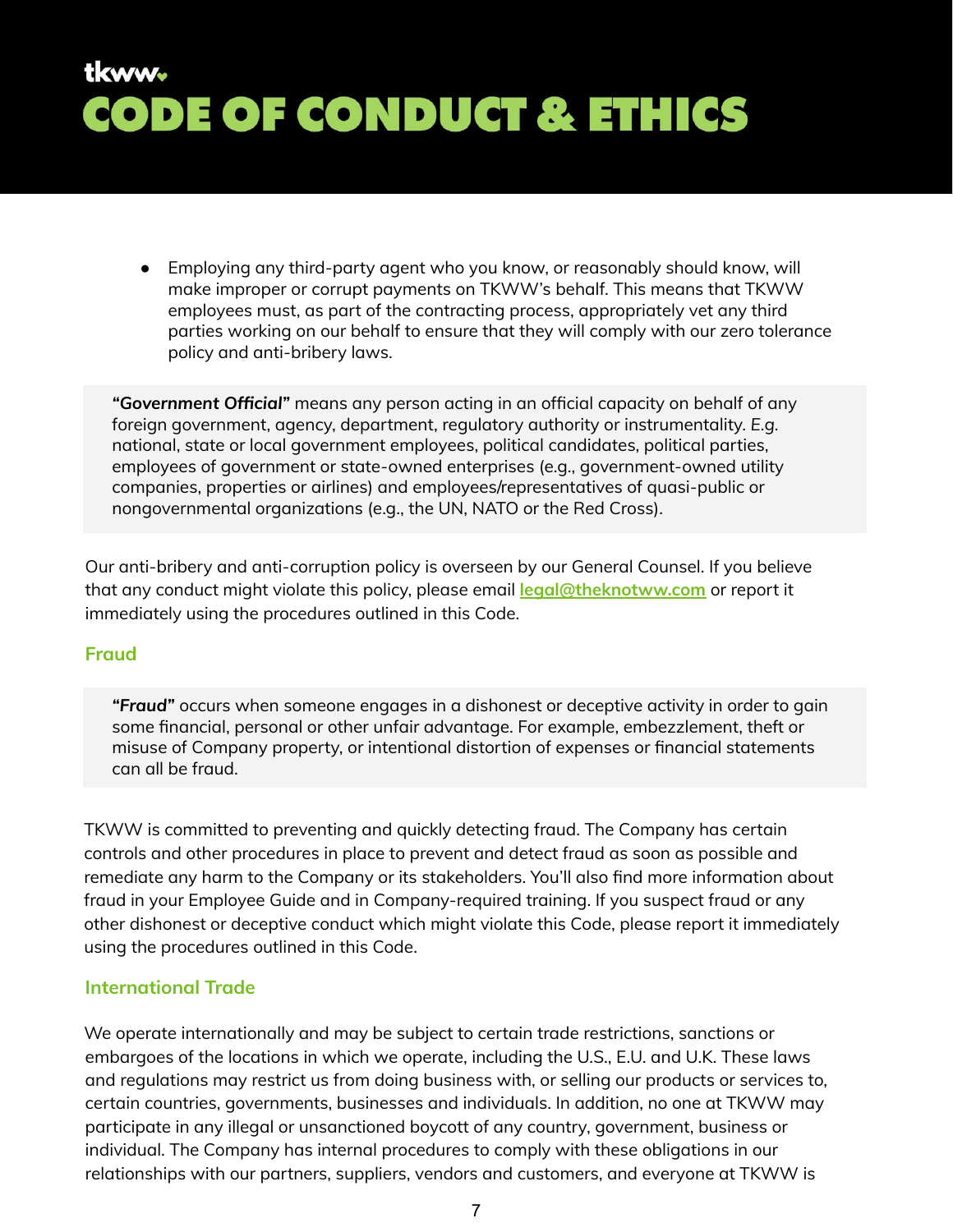- Employing any third-party agent who you know, or reasonably should know, will make improper or corrupt payments on TKWW's behalf. This means that TKWW employees must, as part of the contracting process, appropriately vet any third parties working on our behalf to ensure that they will comply with our zero tolerance policy and anti-bribery laws.

> ***"Government Official"*** means any person acting in an official capacity on behalf of any foreign government, agency, department, regulatory authority or instrumentality. *E.g.* national, state or local government employees, political candidates, political parties, employees of government or state-owned enterprises (e.g., government-owned utility companies, properties or airlines) and employees/representatives of quasi-public or nongovernmental organizations (e.g., the UN, NATO or the Red Cross).

Our anti-bribery and anti-corruption policy is overseen by our General Counsel. If you believe that any conduct might violate this policy, please email **legal@theknotww.com** or report it immediately using the procedures outlined in this Code.

### Fraud

> ***"Fraud"*** occurs when someone engages in a dishonest or deceptive activity in order to gain some financial, personal or other unfair advantage. For example, embezzlement, theft or misuse of Company property, or intentional distortion of expenses or financial statements can all be fraud.

TKWW is committed to preventing and quickly detecting fraud. The Company has certain controls and other procedures in place to prevent and detect fraud as soon as possible and remediate any harm to the Company or its stakeholders. You'll also find more information about fraud in your Employee Guide and in Company-required training. If you suspect fraud or any other dishonest or deceptive conduct which might violate this Code, please report it immediately using the procedures outlined in this Code.

### International Trade

We operate internationally and may be subject to certain trade restrictions, sanctions or embargoes of the locations in which we operate, including the U.S., E.U. and U.K. These laws and regulations may restrict us from doing business with, or selling our products or services to, certain countries, governments, businesses and individuals. In addition, no one at TKWW may participate in any illegal or unsanctioned boycott of any country, government, business or individual. The Company has internal procedures to comply with these obligations in our relationships with our partners, suppliers, vendors and customers, and everyone at TKWW is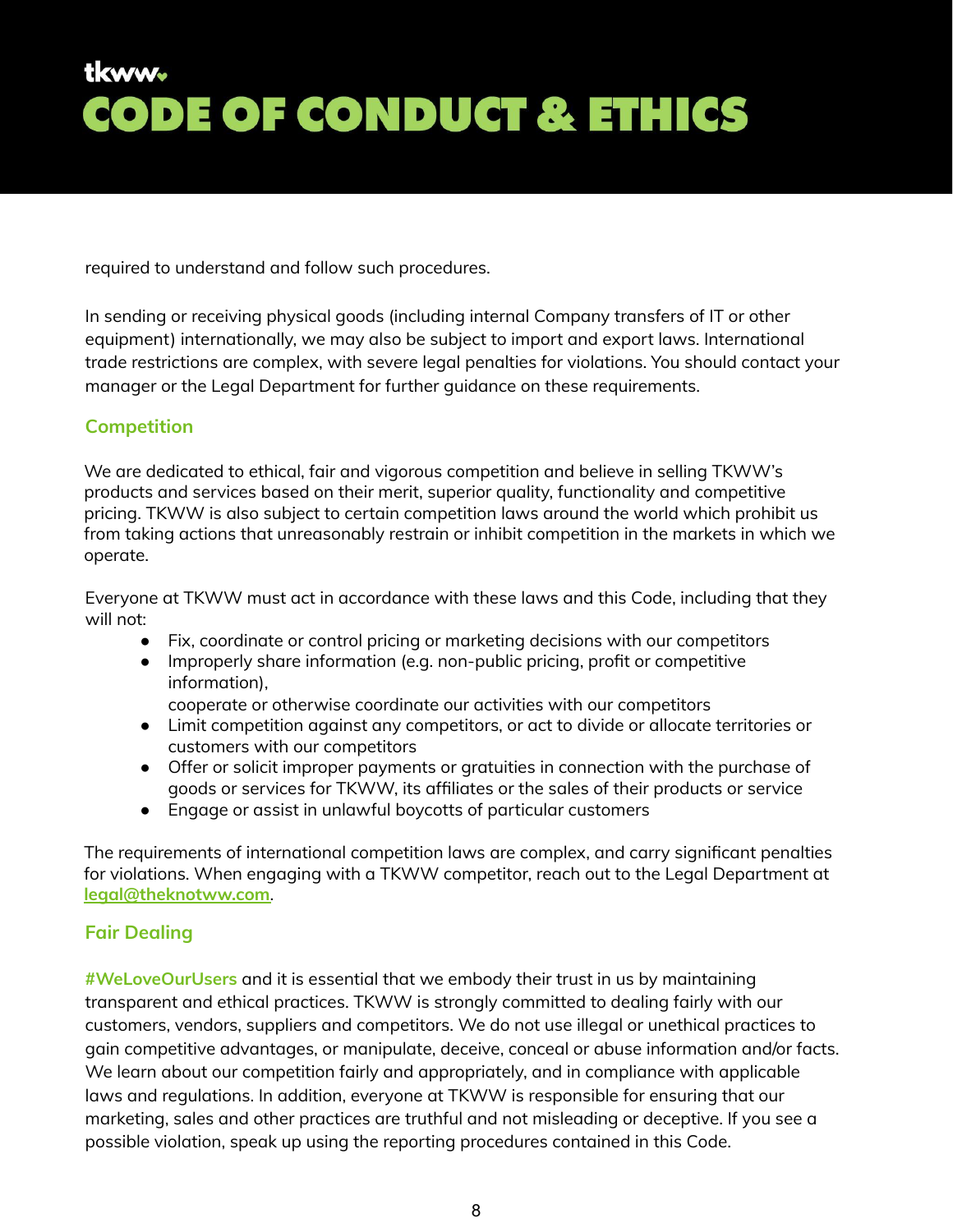required to understand and follow such procedures.

In sending or receiving physical goods (including internal Company transfers of IT or other equipment) internationally, we may also be subject to import and export laws. International trade restrictions are complex, with severe legal penalties for violations. You should contact your manager or the Legal Department for further guidance on these requirements.

### Competition

We are dedicated to ethical, fair and vigorous competition and believe in selling TKWW's products and services based on their merit, superior quality, functionality and competitive pricing. TKWW is also subject to certain competition laws around the world which prohibit us from taking actions that unreasonably restrain or inhibit competition in the markets in which we operate.

Everyone at TKWW must act in accordance with these laws and this Code, including that they will not:

- Fix, coordinate or control pricing or marketing decisions with our competitors
- Improperly share information (e.g. non-public pricing, profit or competitive information),
  cooperate or otherwise coordinate our activities with our competitors
- Limit competition against any competitors, or act to divide or allocate territories or customers with our competitors
- Offer or solicit improper payments or gratuities in connection with the purchase of goods or services for TKWW, its affiliates or the sales of their products or service
- Engage or assist in unlawful boycotts of particular customers

The requirements of international competition laws are complex, and carry significant penalties for violations. When engaging with a TKWW competitor, reach out to the Legal Department at [legal@theknotww.com](mailto:legal@theknotww.com).

### Fair Dealing

#WeLoveOurUsers and it is essential that we embody their trust in us by maintaining transparent and ethical practices. TKWW is strongly committed to dealing fairly with our customers, vendors, suppliers and competitors. We do not use illegal or unethical practices to gain competitive advantages, or manipulate, deceive, conceal or abuse information and/or facts. We learn about our competition fairly and appropriately, and in compliance with applicable laws and regulations. In addition, everyone at TKWW is responsible for ensuring that our marketing, sales and other practices are truthful and not misleading or deceptive. If you see a possible violation, speak up using the reporting procedures contained in this Code.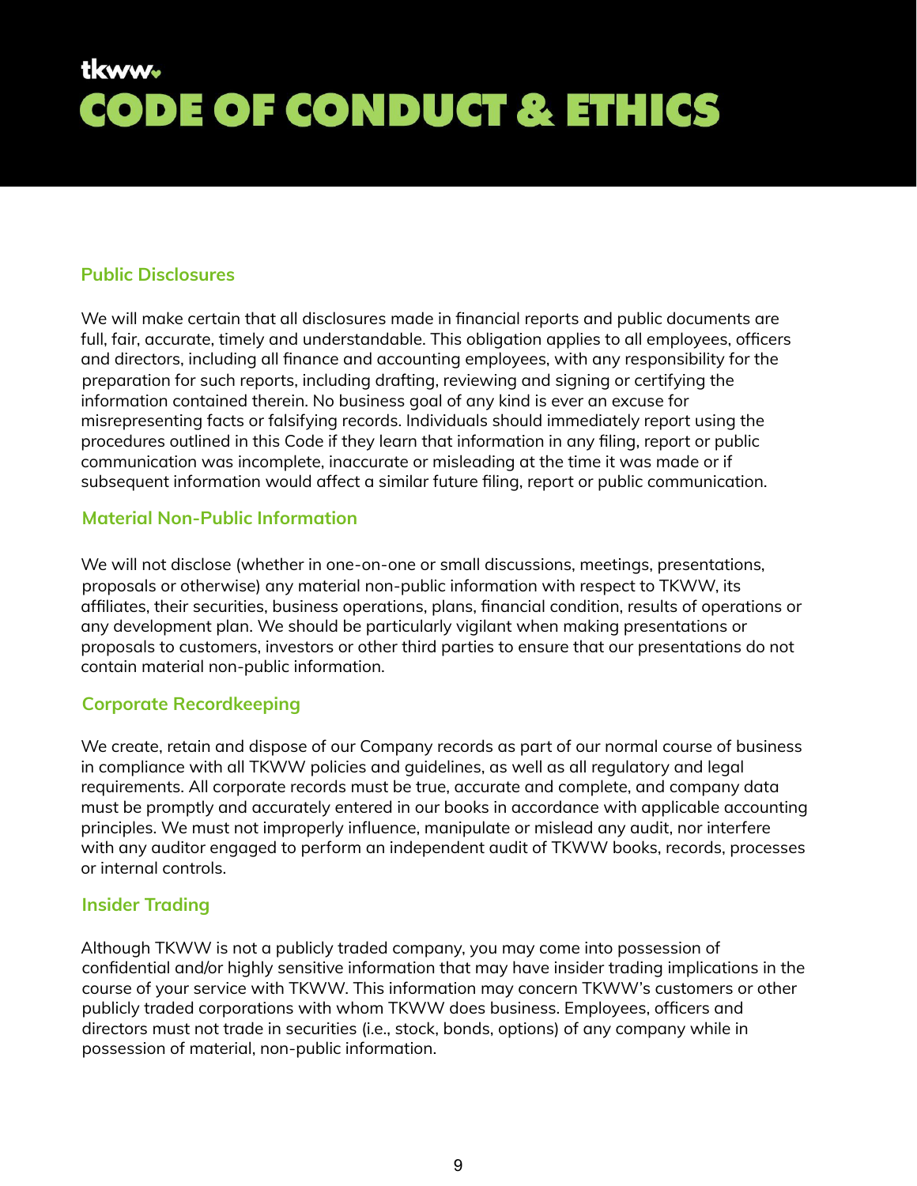## Public Disclosures

We will make certain that all disclosures made in financial reports and public documents are full, fair, accurate, timely and understandable. This obligation applies to all employees, officers and directors, including all finance and accounting employees, with any responsibility for the preparation for such reports, including drafting, reviewing and signing or certifying the information contained therein. No business goal of any kind is ever an excuse for misrepresenting facts or falsifying records. Individuals should immediately report using the procedures outlined in this Code if they learn that information in any filing, report or public communication was incomplete, inaccurate or misleading at the time it was made or if subsequent information would affect a similar future filing, report or public communication.

## Material Non-Public Information

We will not disclose (whether in one-on-one or small discussions, meetings, presentations, proposals or otherwise) any material non-public information with respect to TKWW, its affiliates, their securities, business operations, plans, financial condition, results of operations or any development plan. We should be particularly vigilant when making presentations or proposals to customers, investors or other third parties to ensure that our presentations do not contain material non-public information.

## Corporate Recordkeeping

We create, retain and dispose of our Company records as part of our normal course of business in compliance with all TKWW policies and guidelines, as well as all regulatory and legal requirements. All corporate records must be true, accurate and complete, and company data must be promptly and accurately entered in our books in accordance with applicable accounting principles. We must not improperly influence, manipulate or mislead any audit, nor interfere with any auditor engaged to perform an independent audit of TKWW books, records, processes or internal controls.

## Insider Trading

Although TKWW is not a publicly traded company, you may come into possession of confidential and/or highly sensitive information that may have insider trading implications in the course of your service with TKWW. This information may concern TKWW's customers or other publicly traded corporations with whom TKWW does business. Employees, officers and directors must not trade in securities (i.e., stock, bonds, options) of any company while in possession of material, non-public information.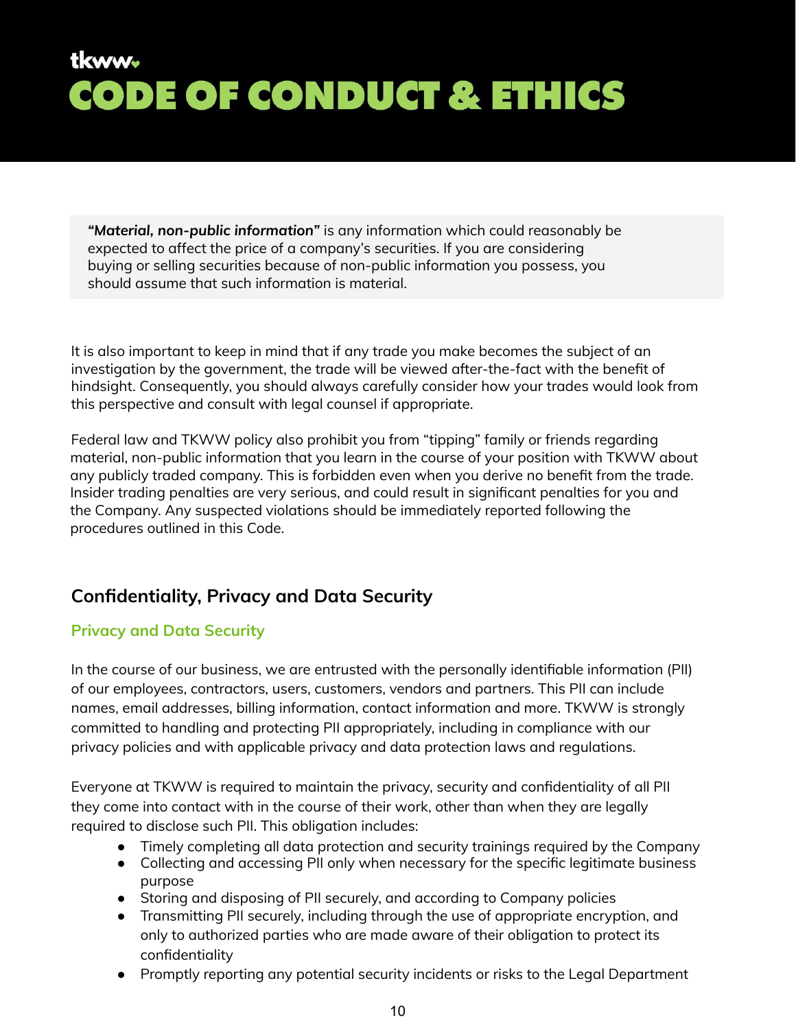***"Material, non-public information"*** is any information which could reasonably be expected to affect the price of a company's securities. If you are considering buying or selling securities because of non-public information you possess, you should assume that such information is material.

It is also important to keep in mind that if any trade you make becomes the subject of an investigation by the government, the trade will be viewed after-the-fact with the benefit of hindsight. Consequently, you should always carefully consider how your trades would look from this perspective and consult with legal counsel if appropriate.

Federal law and TKWW policy also prohibit you from "tipping" family or friends regarding material, non-public information that you learn in the course of your position with TKWW about any publicly traded company. This is forbidden even when you derive no benefit from the trade. Insider trading penalties are very serious, and could result in significant penalties for you and the Company. Any suspected violations should be immediately reported following the procedures outlined in this Code.

## Confidentiality, Privacy and Data Security

### Privacy and Data Security

In the course of our business, we are entrusted with the personally identifiable information (PII) of our employees, contractors, users, customers, vendors and partners. This PII can include names, email addresses, billing information, contact information and more. TKWW is strongly committed to handling and protecting PII appropriately, including in compliance with our privacy policies and with applicable privacy and data protection laws and regulations.

Everyone at TKWW is required to maintain the privacy, security and confidentiality of all PII they come into contact with in the course of their work, other than when they are legally required to disclose such PII. This obligation includes:

- Timely completing all data protection and security trainings required by the Company
- Collecting and accessing PII only when necessary for the specific legitimate business purpose
- Storing and disposing of PII securely, and according to Company policies
- Transmitting PII securely, including through the use of appropriate encryption, and only to authorized parties who are made aware of their obligation to protect its confidentiality
- Promptly reporting any potential security incidents or risks to the Legal Department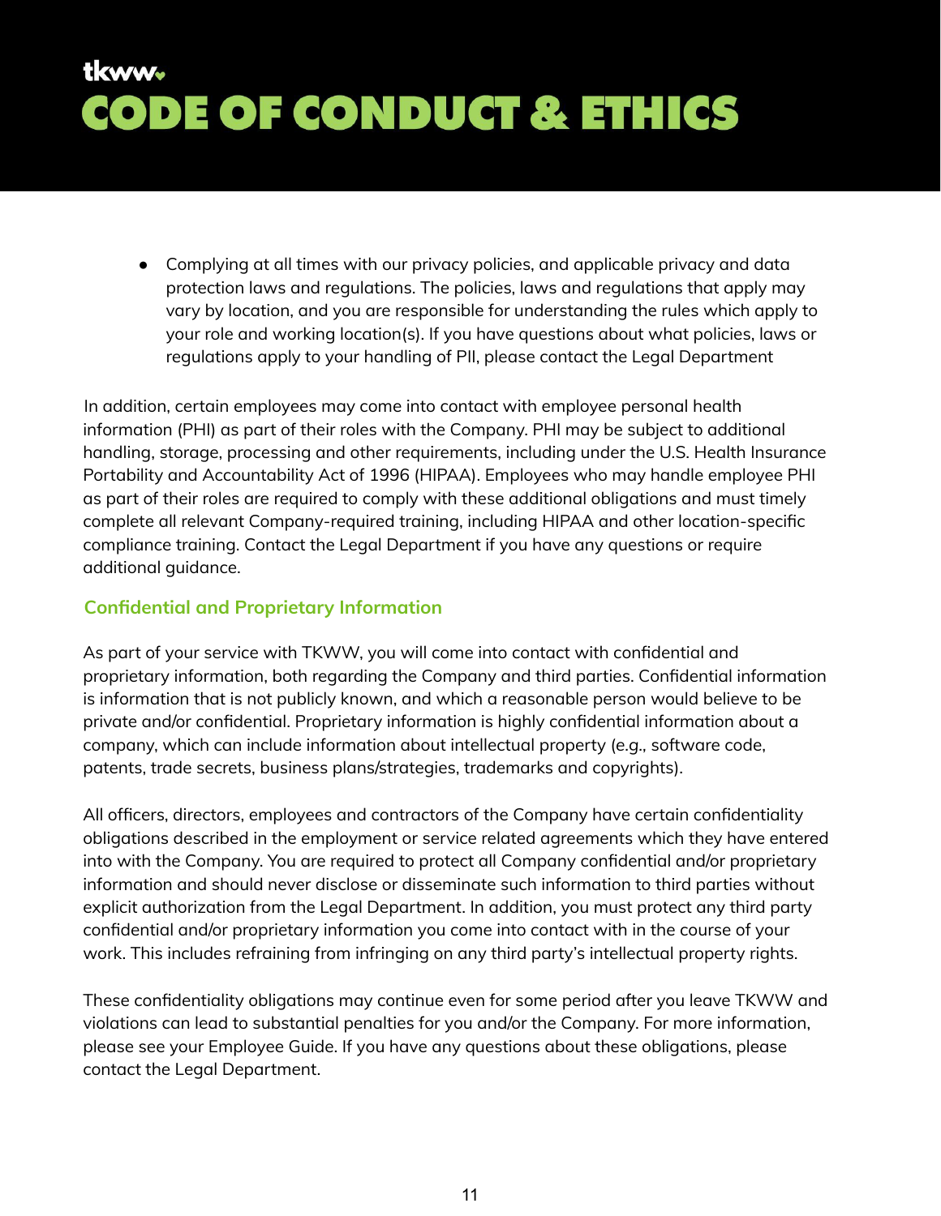- Complying at all times with our privacy policies, and applicable privacy and data protection laws and regulations. The policies, laws and regulations that apply may vary by location, and you are responsible for understanding the rules which apply to your role and working location(s). If you have questions about what policies, laws or regulations apply to your handling of PII, please contact the Legal Department

In addition, certain employees may come into contact with employee personal health information (PHI) as part of their roles with the Company. PHI may be subject to additional handling, storage, processing and other requirements, including under the U.S. Health Insurance Portability and Accountability Act of 1996 (HIPAA). Employees who may handle employee PHI as part of their roles are required to comply with these additional obligations and must timely complete all relevant Company-required training, including HIPAA and other location-specific compliance training. Contact the Legal Department if you have any questions or require additional guidance.

### Confidential and Proprietary Information

As part of your service with TKWW, you will come into contact with confidential and proprietary information, both regarding the Company and third parties. Confidential information is information that is not publicly known, and which a reasonable person would believe to be private and/or confidential. Proprietary information is highly confidential information about a company, which can include information about intellectual property (e.g., software code, patents, trade secrets, business plans/strategies, trademarks and copyrights).

All officers, directors, employees and contractors of the Company have certain confidentiality obligations described in the employment or service related agreements which they have entered into with the Company. You are required to protect all Company confidential and/or proprietary information and should never disclose or disseminate such information to third parties without explicit authorization from the Legal Department. In addition, you must protect any third party confidential and/or proprietary information you come into contact with in the course of your work. This includes refraining from infringing on any third party's intellectual property rights.

These confidentiality obligations may continue even for some period after you leave TKWW and violations can lead to substantial penalties for you and/or the Company. For more information, please see your Employee Guide. If you have any questions about these obligations, please contact the Legal Department.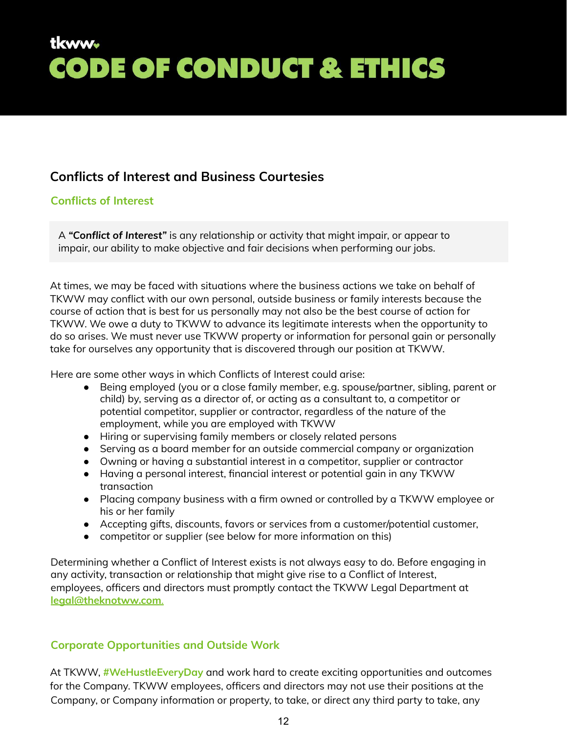# tkww CODE OF CONDUCT & ETHICS

## Conflicts of Interest and Business Courtesies

### Conflicts of Interest

A ***"Conflict of Interest"*** is any relationship or activity that might impair, or appear to impair, our ability to make objective and fair decisions when performing our jobs.

At times, we may be faced with situations where the business actions we take on behalf of TKWW may conflict with our own personal, outside business or family interests because the course of action that is best for us personally may not also be the best course of action for TKWW. We owe a duty to TKWW to advance its legitimate interests when the opportunity to do so arises. We must never use TKWW property or information for personal gain or personally take for ourselves any opportunity that is discovered through our position at TKWW.

Here are some other ways in which Conflicts of Interest could arise:

- Being employed (you or a close family member, e.g. spouse/partner, sibling, parent or child) by, serving as a director of, or acting as a consultant to, a competitor or potential competitor, supplier or contractor, regardless of the nature of the employment, while you are employed with TKWW
- Hiring or supervising family members or closely related persons
- Serving as a board member for an outside commercial company or organization
- Owning or having a substantial interest in a competitor, supplier or contractor
- Having a personal interest, financial interest or potential gain in any TKWW transaction
- Placing company business with a firm owned or controlled by a TKWW employee or his or her family
- Accepting gifts, discounts, favors or services from a customer/potential customer,
- competitor or supplier (see below for more information on this)

Determining whether a Conflict of Interest exists is not always easy to do. Before engaging in any activity, transaction or relationship that might give rise to a Conflict of Interest, employees, officers and directors must promptly contact the TKWW Legal Department at **legal@theknotww.com**.

### Corporate Opportunities and Outside Work

At TKWW, **#WeHustleEveryDay** and work hard to create exciting opportunities and outcomes for the Company. TKWW employees, officers and directors may not use their positions at the Company, or Company information or property, to take, or direct any third party to take, any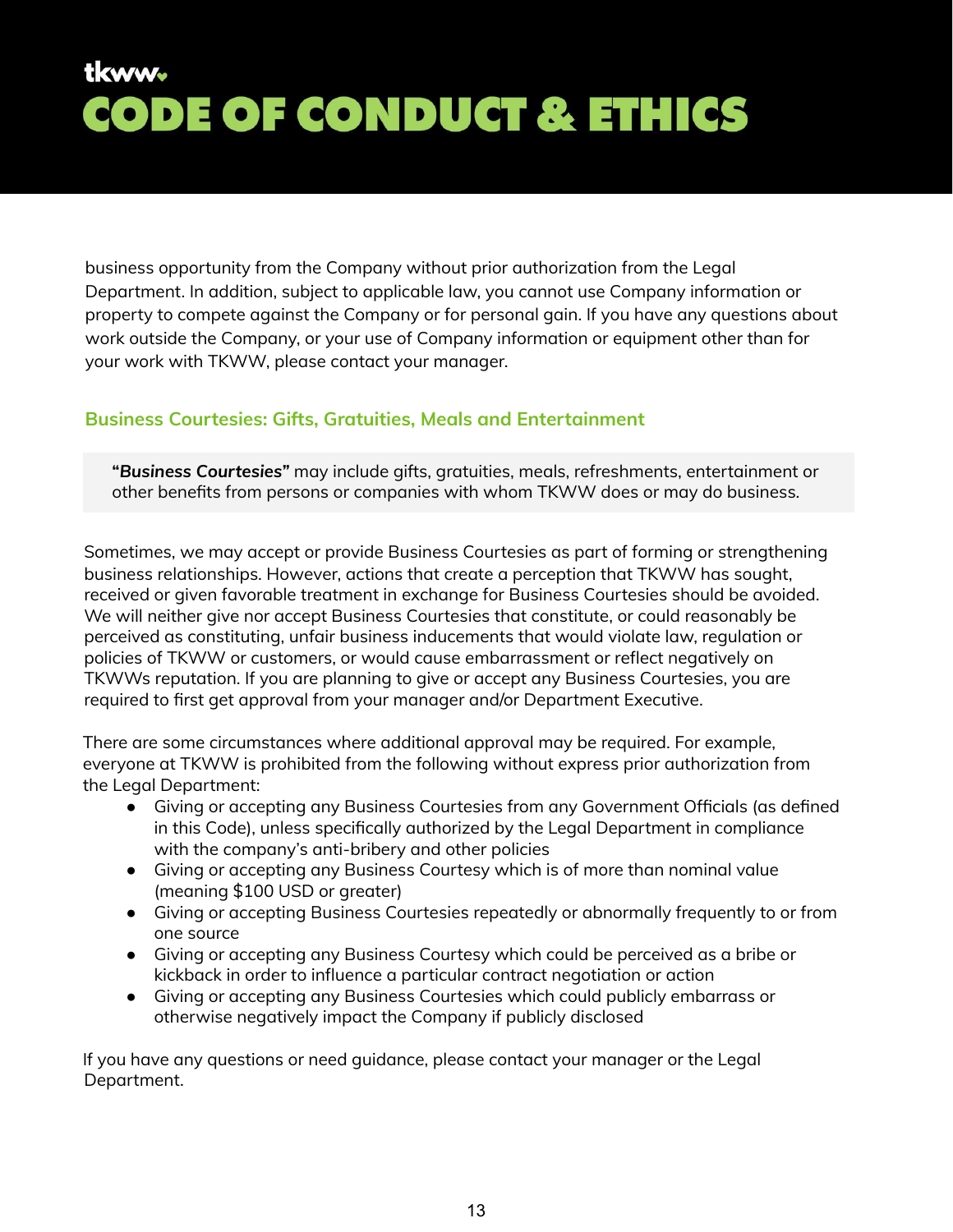business opportunity from the Company without prior authorization from the Legal Department. In addition, subject to applicable law, you cannot use Company information or property to compete against the Company or for personal gain. If you have any questions about work outside the Company, or your use of Company information or equipment other than for your work with TKWW, please contact your manager.

### Business Courtesies: Gifts, Gratuities, Meals and Entertainment

> **"*Business Courtesies*"** may include gifts, gratuities, meals, refreshments, entertainment or other benefits from persons or companies with whom TKWW does or may do business.

Sometimes, we may accept or provide Business Courtesies as part of forming or strengthening business relationships. However, actions that create a perception that TKWW has sought, received or given favorable treatment in exchange for Business Courtesies should be avoided. We will neither give nor accept Business Courtesies that constitute, or could reasonably be perceived as constituting, unfair business inducements that would violate law, regulation or policies of TKWW or customers, or would cause embarrassment or reflect negatively on TKWWs reputation. If you are planning to give or accept any Business Courtesies, you are required to first get approval from your manager and/or Department Executive.

There are some circumstances where additional approval may be required. For example, everyone at TKWW is prohibited from the following without express prior authorization from the Legal Department:

- Giving or accepting any Business Courtesies from any Government Officials (as defined in this Code), unless specifically authorized by the Legal Department in compliance with the company's anti-bribery and other policies
- Giving or accepting any Business Courtesy which is of more than nominal value (meaning $100 USD or greater)
- Giving or accepting Business Courtesies repeatedly or abnormally frequently to or from one source
- Giving or accepting any Business Courtesy which could be perceived as a bribe or kickback in order to influence a particular contract negotiation or action
- Giving or accepting any Business Courtesies which could publicly embarrass or otherwise negatively impact the Company if publicly disclosed

If you have any questions or need guidance, please contact your manager or the Legal Department.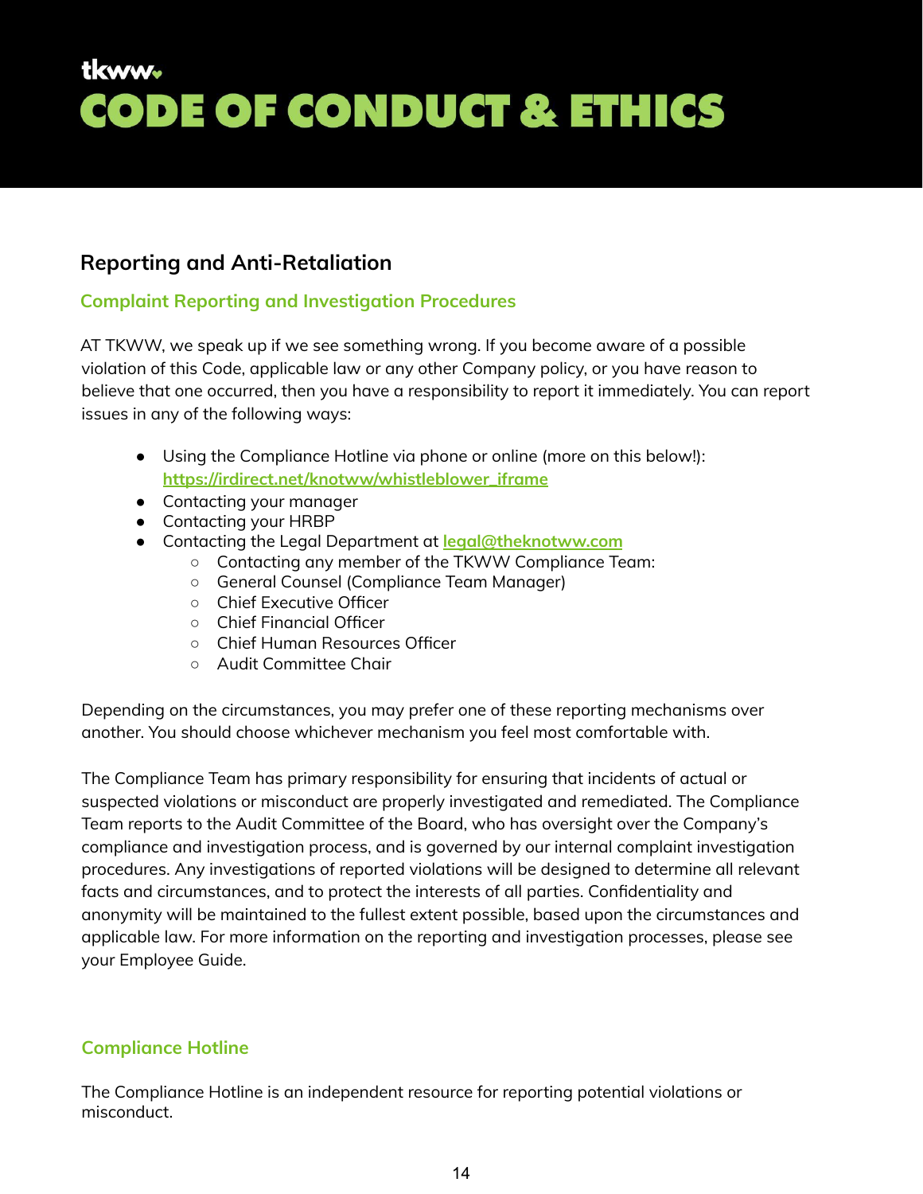## Reporting and Anti-Retaliation

### Complaint Reporting and Investigation Procedures

AT TKWW, we speak up if we see something wrong. If you become aware of a possible violation of this Code, applicable law or any other Company policy, or you have reason to believe that one occurred, then you have a responsibility to report it immediately. You can report issues in any of the following ways:

- Using the Compliance Hotline via phone or online (more on this below!): **https://irdirect.net/knotww/whistleblower_iframe**
- Contacting your manager
- Contacting your HRBP
- Contacting the Legal Department at **legal@theknotww.com**
  - Contacting any member of the TKWW Compliance Team:
  - General Counsel (Compliance Team Manager)
  - Chief Executive Officer
  - Chief Financial Officer
  - Chief Human Resources Officer
  - Audit Committee Chair

Depending on the circumstances, you may prefer one of these reporting mechanisms over another. You should choose whichever mechanism you feel most comfortable with.

The Compliance Team has primary responsibility for ensuring that incidents of actual or suspected violations or misconduct are properly investigated and remediated. The Compliance Team reports to the Audit Committee of the Board, who has oversight over the Company's compliance and investigation process, and is governed by our internal complaint investigation procedures. Any investigations of reported violations will be designed to determine all relevant facts and circumstances, and to protect the interests of all parties. Confidentiality and anonymity will be maintained to the fullest extent possible, based upon the circumstances and applicable law. For more information on the reporting and investigation processes, please see your Employee Guide.

### Compliance Hotline

The Compliance Hotline is an independent resource for reporting potential violations or misconduct.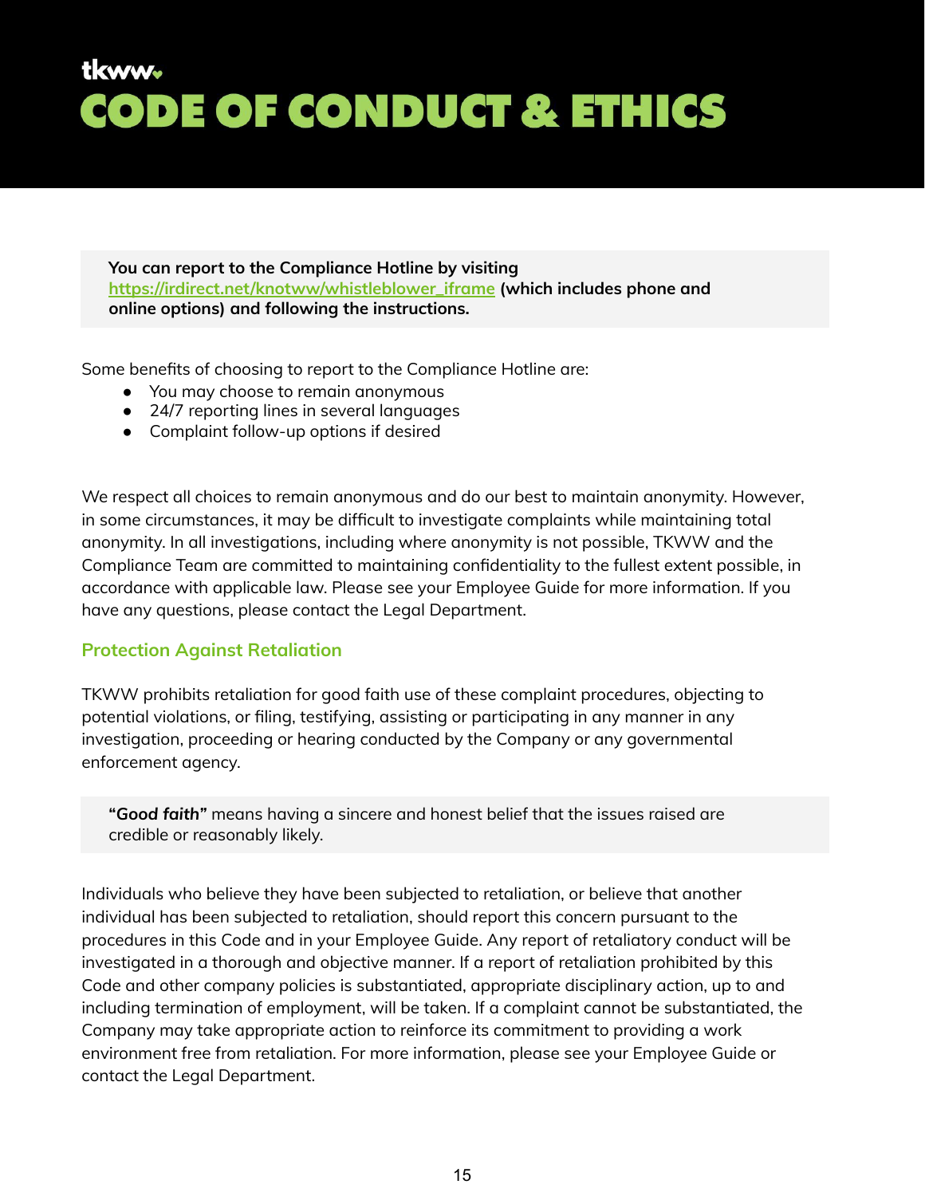**You can report to the Compliance Hotline by visiting https://irdirect.net/knotww/whistleblower_iframe (which includes phone and online options) and following the instructions.**

Some benefits of choosing to report to the Compliance Hotline are:

- You may choose to remain anonymous
- 24/7 reporting lines in several languages
- Complaint follow-up options if desired

We respect all choices to remain anonymous and do our best to maintain anonymity. However, in some circumstances, it may be difficult to investigate complaints while maintaining total anonymity. In all investigations, including where anonymity is not possible, TKWW and the Compliance Team are committed to maintaining confidentiality to the fullest extent possible, in accordance with applicable law. Please see your Employee Guide for more information. If you have any questions, please contact the Legal Department.

### Protection Against Retaliation

TKWW prohibits retaliation for good faith use of these complaint procedures, objecting to potential violations, or filing, testifying, assisting or participating in any manner in any investigation, proceeding or hearing conducted by the Company or any governmental enforcement agency.

***"Good faith"*** means having a sincere and honest belief that the issues raised are credible or reasonably likely.

Individuals who believe they have been subjected to retaliation, or believe that another individual has been subjected to retaliation, should report this concern pursuant to the procedures in this Code and in your Employee Guide. Any report of retaliatory conduct will be investigated in a thorough and objective manner. If a report of retaliation prohibited by this Code and other company policies is substantiated, appropriate disciplinary action, up to and including termination of employment, will be taken. If a complaint cannot be substantiated, the Company may take appropriate action to reinforce its commitment to providing a work environment free from retaliation. For more information, please see your Employee Guide or contact the Legal Department.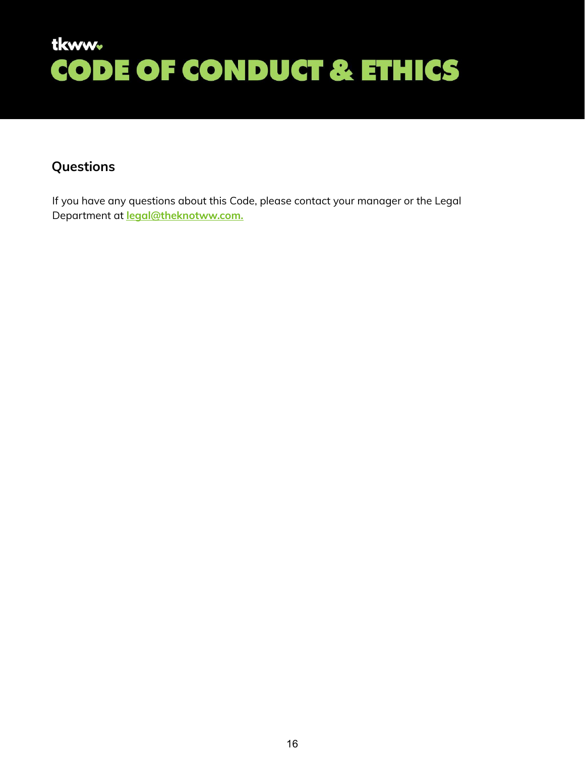## Questions

If you have any questions about this Code, please contact your manager or the Legal Department at **legal@theknotww.com.**